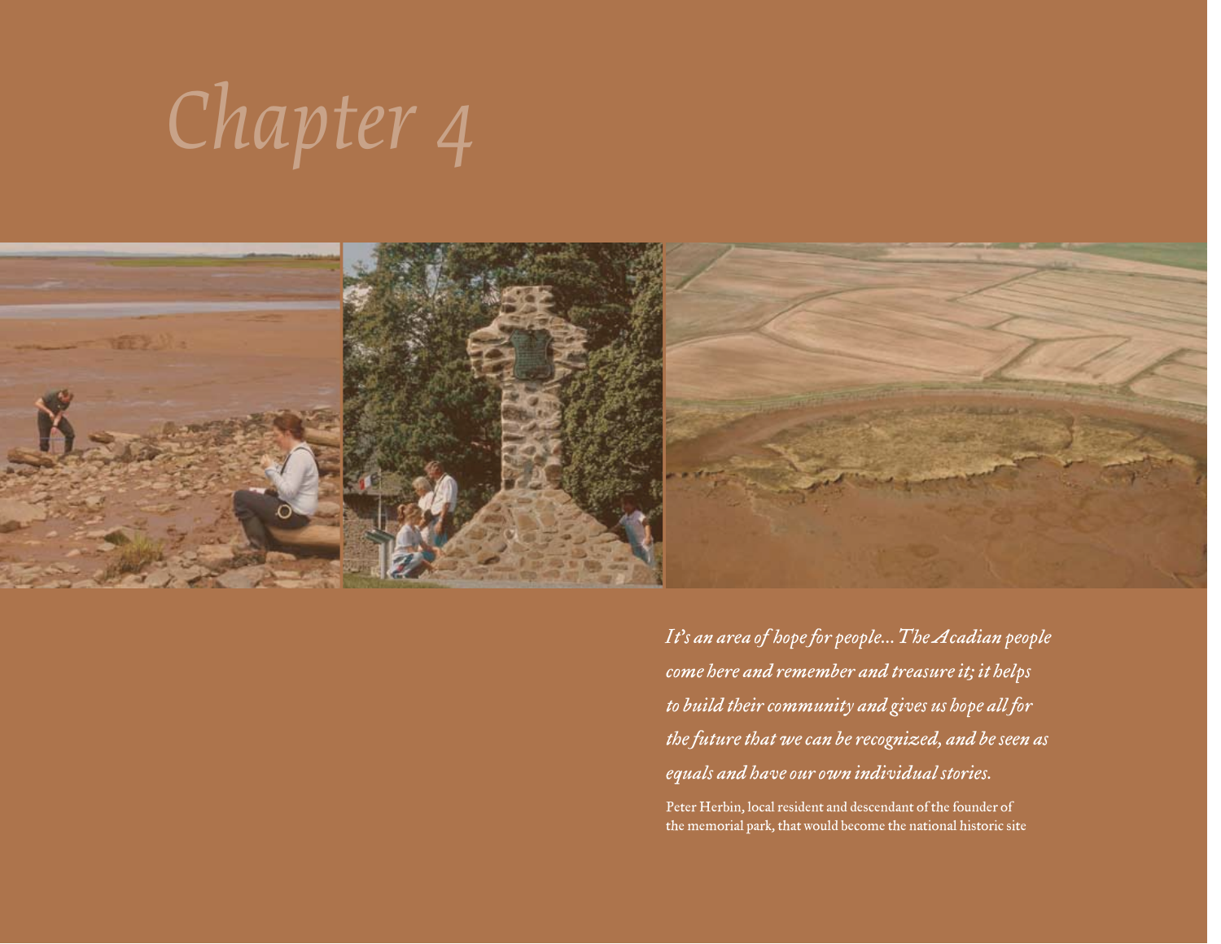# Chapter 4

*It's an area of hope for people... The Acadian people come here and remember and treasure it; it helps to build their community and gives us hope all for the future that we can be recognized, and be seen as equals and have our own individual stories.*

Peter Herbin, local resident and descendant of the founder of the memorial park, that would become the national historic site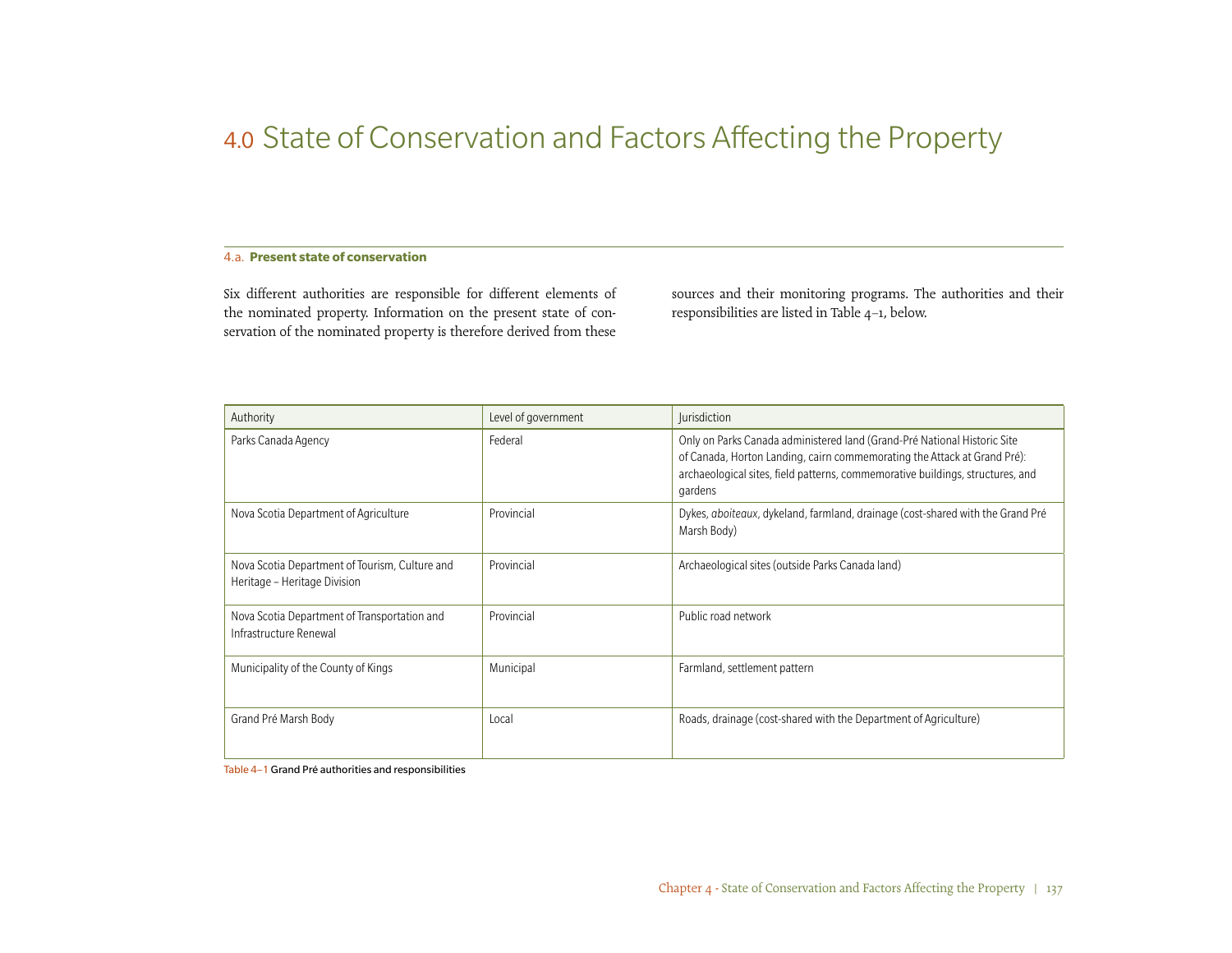# 4.0 State of Conservation and Factors Affecting the Property

## 4.a. Present state of conservation

Six different authorities are responsible for different elements of the nominated property. Information on the present state of conservation of the nominated property is therefore derived from these sources and their monitoring programs. The authorities and their responsibilities are listed in Table 4–1, below.

| Authority | Level of government | Jurisdiction |
| --- | --- | --- |
| Parks Canada Agency | Federal | Only on Parks Canada administered land (Grand-Pré National Historic Site of Canada, Horton Landing, cairn commemorating the Attack at Grand Pré): archaeological sites, field patterns, commemorative buildings, structures, and gardens |
| Nova Scotia Department of Agriculture | Provincial | Dykes, *aboiteaux*, dykeland, farmland, drainage (cost-shared with the Grand Pré Marsh Body) |
| Nova Scotia Department of Tourism, Culture and Heritage – Heritage Division | Provincial | Archaeological sites (outside Parks Canada land) |
| Nova Scotia Department of Transportation and Infrastructure Renewal | Provincial | Public road network |
| Municipality of the County of Kings | Municipal | Farmland, settlement pattern |
| Grand Pré Marsh Body | Local | Roads, drainage (cost-shared with the Department of Agriculture) |

Table 4–1 Grand Pré authorities and responsibilities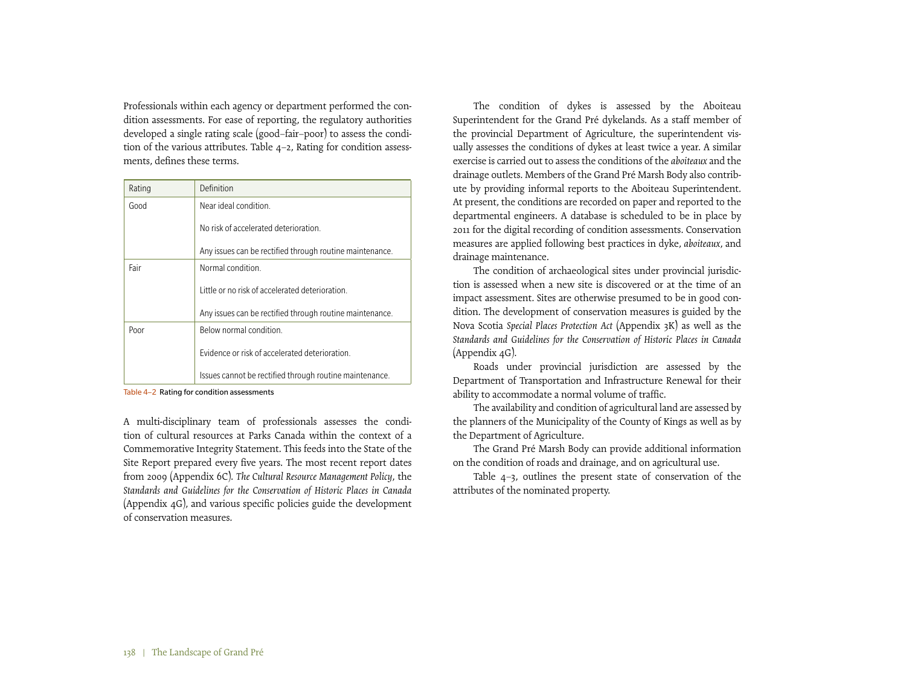Professionals within each agency or department performed the condition assessments. For ease of reporting, the regulatory authorities developed a single rating scale (good–fair–poor) to assess the condition of the various attributes. Table 4–2, Rating for condition assessments, defines these terms.

| Rating | Definition |
|---|---|
| Good | Near ideal condition.<br><br>No risk of accelerated deterioration.<br><br>Any issues can be rectified through routine maintenance. |
| Fair | Normal condition.<br><br>Little or no risk of accelerated deterioration.<br><br>Any issues can be rectified through routine maintenance. |
| Poor | Below normal condition.<br><br>Evidence or risk of accelerated deterioration.<br><br>Issues cannot be rectified through routine maintenance. |

Table 4–2 Rating for condition assessments

A multi-disciplinary team of professionals assesses the condition of cultural resources at Parks Canada within the context of a Commemorative Integrity Statement. This feeds into the State of the Site Report prepared every five years. The most recent report dates from 2009 (Appendix 6C). *The Cultural Resource Management Policy*, the *Standards and Guidelines for the Conservation of Historic Places in Canada* (Appendix 4G), and various specific policies guide the development of conservation measures.

The condition of dykes is assessed by the Aboiteau Superintendent for the Grand Pré dykelands. As a staff member of the provincial Department of Agriculture, the superintendent visually assesses the conditions of dykes at least twice a year. A similar exercise is carried out to assess the conditions of the *aboiteaux* and the drainage outlets. Members of the Grand Pré Marsh Body also contribute by providing informal reports to the Aboiteau Superintendent. At present, the conditions are recorded on paper and reported to the departmental engineers. A database is scheduled to be in place by 2011 for the digital recording of condition assessments. Conservation measures are applied following best practices in dyke, *aboiteaux*, and drainage maintenance.

The condition of archaeological sites under provincial jurisdiction is assessed when a new site is discovered or at the time of an impact assessment. Sites are otherwise presumed to be in good condition. The development of conservation measures is guided by the Nova Scotia *Special Places Protection Act* (Appendix 3K) as well as the *Standards and Guidelines for the Conservation of Historic Places in Canada* (Appendix 4G).

Roads under provincial jurisdiction are assessed by the Department of Transportation and Infrastructure Renewal for their ability to accommodate a normal volume of traffic.

The availability and condition of agricultural land are assessed by the planners of the Municipality of the County of Kings as well as by the Department of Agriculture.

The Grand Pré Marsh Body can provide additional information on the condition of roads and drainage, and on agricultural use.

Table 4–3, outlines the present state of conservation of the attributes of the nominated property.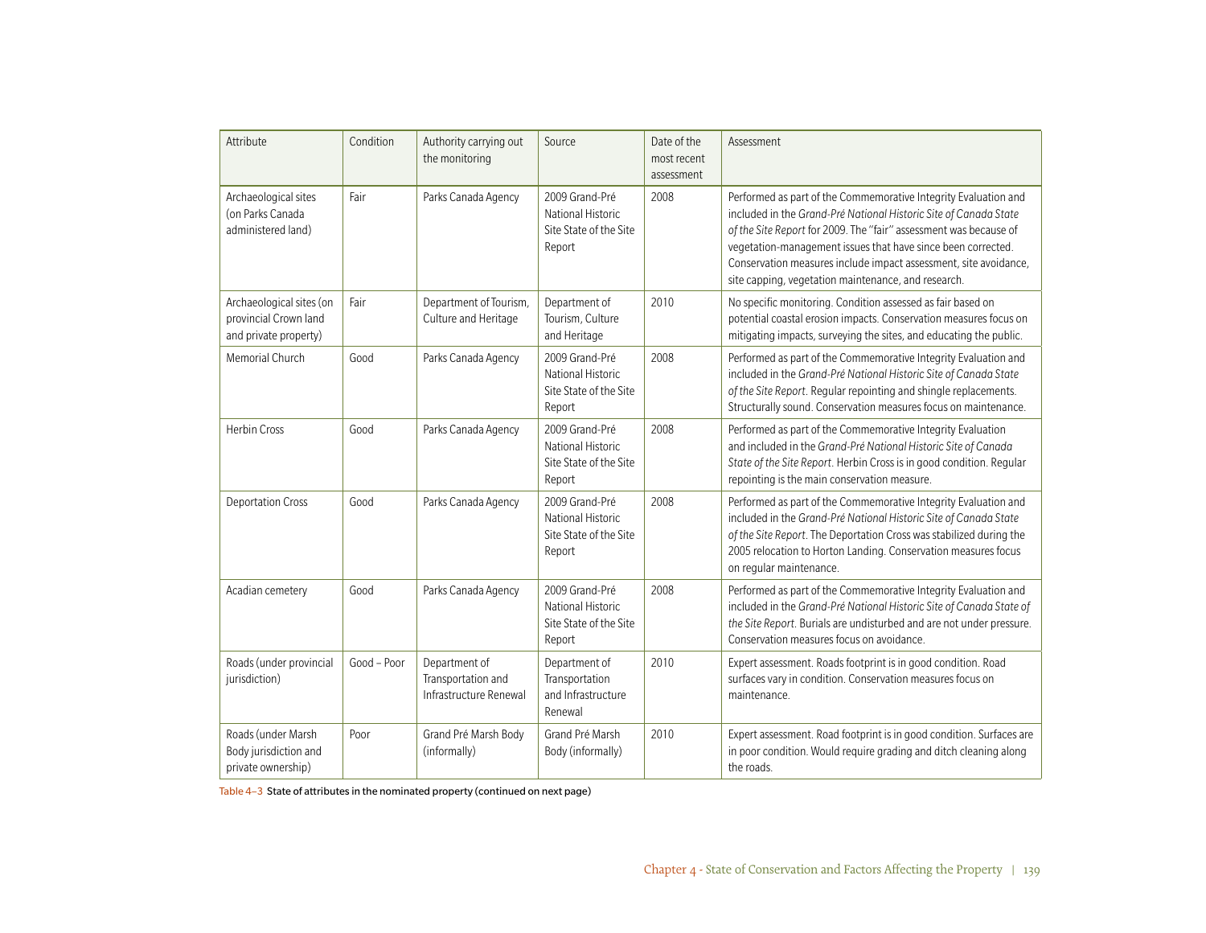| Attribute | Condition | Authority carrying out the monitoring | Source | Date of the most recent assessment | Assessment |
|---|---|---|---|---|---|
| Archaeological sites (on Parks Canada administered land) | Fair | Parks Canada Agency | 2009 Grand-Pré National Historic Site State of the Site Report | 2008 | Performed as part of the Commemorative Integrity Evaluation and included in the *Grand-Pré National Historic Site of Canada State of the Site Report* for 2009. The "fair" assessment was because of vegetation-management issues that have since been corrected. Conservation measures include impact assessment, site avoidance, site capping, vegetation maintenance, and research. |
| Archaeological sites (on provincial Crown land and private property) | Fair | Department of Tourism, Culture and Heritage | Department of Tourism, Culture and Heritage | 2010 | No specific monitoring. Condition assessed as fair based on potential coastal erosion impacts. Conservation measures focus on mitigating impacts, surveying the sites, and educating the public. |
| Memorial Church | Good | Parks Canada Agency | 2009 Grand-Pré National Historic Site State of the Site Report | 2008 | Performed as part of the Commemorative Integrity Evaluation and included in the *Grand-Pré National Historic Site of Canada State of the Site Report*. Regular repointing and shingle replacements. Structurally sound. Conservation measures focus on maintenance. |
| Herbin Cross | Good | Parks Canada Agency | 2009 Grand-Pré National Historic Site State of the Site Report | 2008 | Performed as part of the Commemorative Integrity Evaluation and included in the *Grand-Pré National Historic Site of Canada State of the Site Report*. Herbin Cross is in good condition. Regular repointing is the main conservation measure. |
| Deportation Cross | Good | Parks Canada Agency | 2009 Grand-Pré National Historic Site State of the Site Report | 2008 | Performed as part of the Commemorative Integrity Evaluation and included in the *Grand-Pré National Historic Site of Canada State of the Site Report*. The Deportation Cross was stabilized during the 2005 relocation to Horton Landing. Conservation measures focus on regular maintenance. |
| Acadian cemetery | Good | Parks Canada Agency | 2009 Grand-Pré National Historic Site State of the Site Report | 2008 | Performed as part of the Commemorative Integrity Evaluation and included in the *Grand-Pré National Historic Site of Canada State of the Site Report*. Burials are undisturbed and are not under pressure. Conservation measures focus on avoidance. |
| Roads (under provincial jurisdiction) | Good – Poor | Department of Transportation and Infrastructure Renewal | Department of Transportation and Infrastructure Renewal | 2010 | Expert assessment. Roads footprint is in good condition. Road surfaces vary in condition. Conservation measures focus on maintenance. |
| Roads (under Marsh Body jurisdiction and private ownership) | Poor | Grand Pré Marsh Body (informally) | Grand Pré Marsh Body (informally) | 2010 | Expert assessment. Road footprint is in good condition. Surfaces are in poor condition. Would require grading and ditch cleaning along the roads. |

Table 4–3 State of attributes in the nominated property (continued on next page)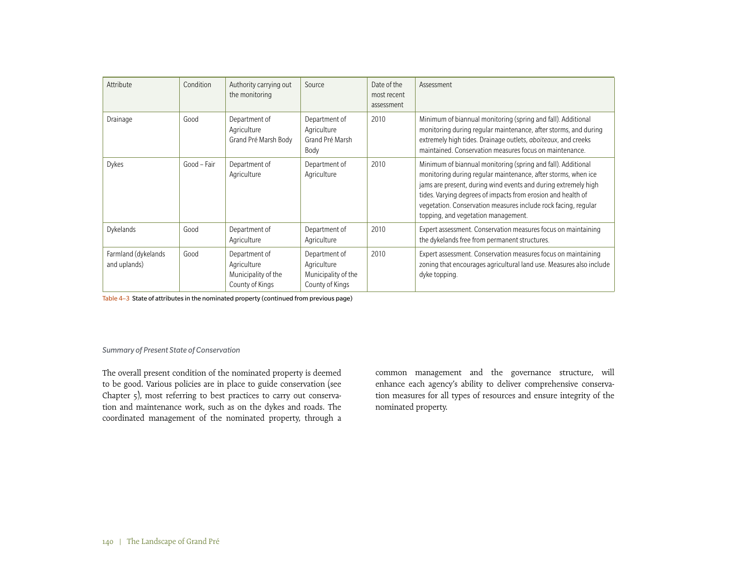| Attribute | Condition | Authority carrying out the monitoring | Source | Date of the most recent assessment | Assessment |
|---|---|---|---|---|---|
| Drainage | Good | Department of Agriculture<br>Grand Pré Marsh Body | Department of Agriculture<br>Grand Pré Marsh Body | 2010 | Minimum of biannual monitoring (spring and fall). Additional monitoring during regular maintenance, after storms, and during extremely high tides. Drainage outlets, *aboiteaux*, and creeks maintained. Conservation measures focus on maintenance. |
| Dykes | Good – Fair | Department of Agriculture | Department of Agriculture | 2010 | Minimum of biannual monitoring (spring and fall). Additional monitoring during regular maintenance, after storms, when ice jams are present, during wind events and during extremely high tides. Varying degrees of impacts from erosion and health of vegetation. Conservation measures include rock facing, regular topping, and vegetation management. |
| Dykelands | Good | Department of Agriculture | Department of Agriculture | 2010 | Expert assessment. Conservation measures focus on maintaining the dykelands free from permanent structures. |
| Farmland (dykelands and uplands) | Good | Department of Agriculture<br>Municipality of the County of Kings | Department of Agriculture<br>Municipality of the County of Kings | 2010 | Expert assessment. Conservation measures focus on maintaining zoning that encourages agricultural land use. Measures also include dyke topping. |

Table 4–3 State of attributes in the nominated property (continued from previous page)

*Summary of Present State of Conservation*

The overall present condition of the nominated property is deemed to be good. Various policies are in place to guide conservation (see Chapter 5), most referring to best practices to carry out conservation and maintenance work, such as on the dykes and roads. The coordinated management of the nominated property, through a common management and the governance structure, will enhance each agency's ability to deliver comprehensive conservation measures for all types of resources and ensure integrity of the nominated property.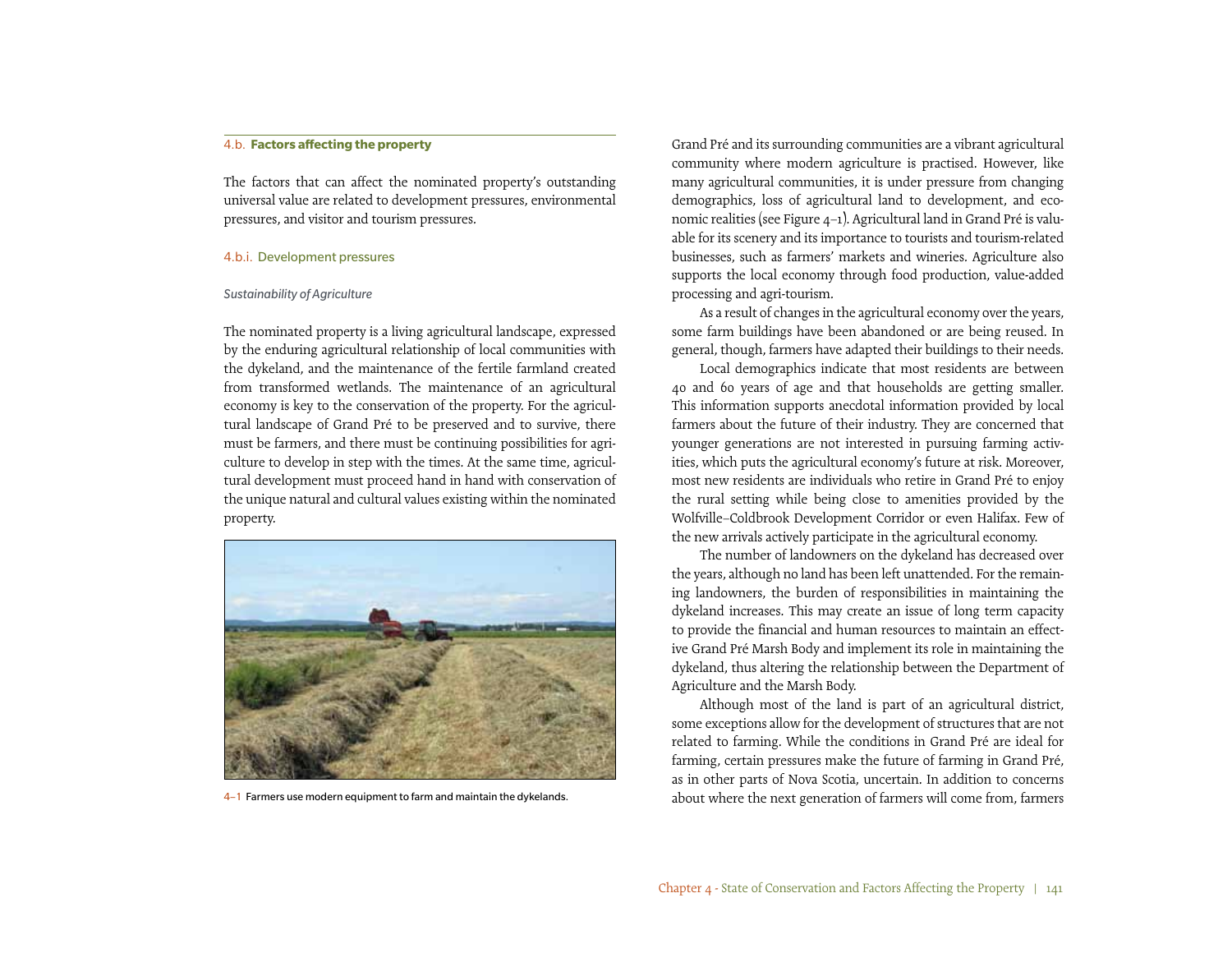## 4.b. Factors affecting the property

The factors that can affect the nominated property's outstanding universal value are related to development pressures, environmental pressures, and visitor and tourism pressures.

### 4.b.i. Development pressures

*Sustainability of Agriculture*

The nominated property is a living agricultural landscape, expressed by the enduring agricultural relationship of local communities with the dykeland, and the maintenance of the fertile farmland created from transformed wetlands. The maintenance of an agricultural economy is key to the conservation of the property. For the agricultural landscape of Grand Pré to be preserved and to survive, there must be farmers, and there must be continuing possibilities for agriculture to develop in step with the times. At the same time, agricultural development must proceed hand in hand with conservation of the unique natural and cultural values existing within the nominated property.

4–1 Farmers use modern equipment to farm and maintain the dykelands.

Grand Pré and its surrounding communities are a vibrant agricultural community where modern agriculture is practised. However, like many agricultural communities, it is under pressure from changing demographics, loss of agricultural land to development, and economic realities (see Figure 4–1). Agricultural land in Grand Pré is valuable for its scenery and its importance to tourists and tourism-related businesses, such as farmers' markets and wineries. Agriculture also supports the local economy through food production, value-added processing and agri-tourism.

As a result of changes in the agricultural economy over the years, some farm buildings have been abandoned or are being reused. In general, though, farmers have adapted their buildings to their needs.

Local demographics indicate that most residents are between 40 and 60 years of age and that households are getting smaller. This information supports anecdotal information provided by local farmers about the future of their industry. They are concerned that younger generations are not interested in pursuing farming activities, which puts the agricultural economy's future at risk. Moreover, most new residents are individuals who retire in Grand Pré to enjoy the rural setting while being close to amenities provided by the Wolfville–Coldbrook Development Corridor or even Halifax. Few of the new arrivals actively participate in the agricultural economy.

The number of landowners on the dykeland has decreased over the years, although no land has been left unattended. For the remaining landowners, the burden of responsibilities in maintaining the dykeland increases. This may create an issue of long term capacity to provide the financial and human resources to maintain an effective Grand Pré Marsh Body and implement its role in maintaining the dykeland, thus altering the relationship between the Department of Agriculture and the Marsh Body.

Although most of the land is part of an agricultural district, some exceptions allow for the development of structures that are not related to farming. While the conditions in Grand Pré are ideal for farming, certain pressures make the future of farming in Grand Pré, as in other parts of Nova Scotia, uncertain. In addition to concerns about where the next generation of farmers will come from, farmers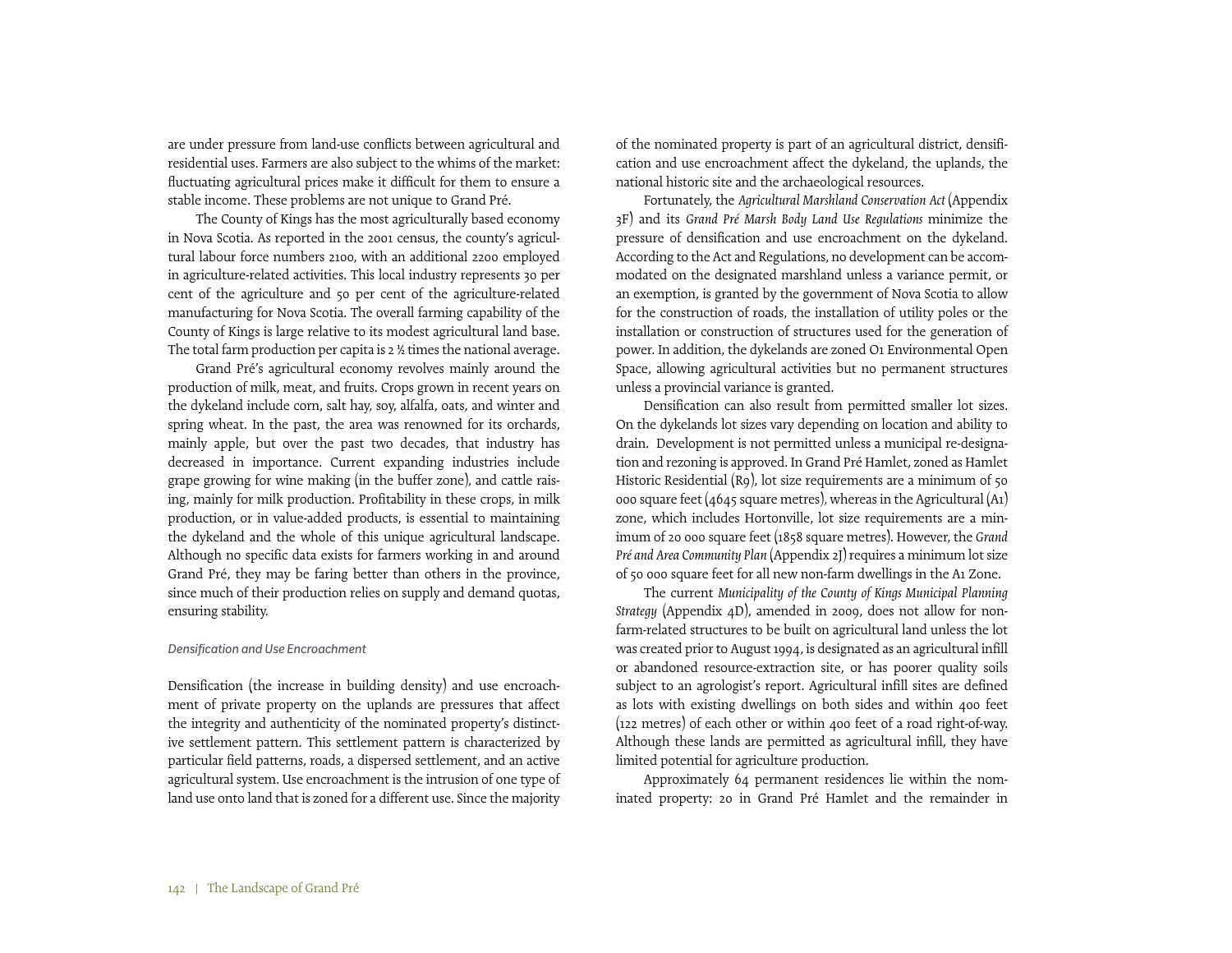are under pressure from land-use conflicts between agricultural and residential uses. Farmers are also subject to the whims of the market: fluctuating agricultural prices make it difficult for them to ensure a stable income. These problems are not unique to Grand Pré.

The County of Kings has the most agriculturally based economy in Nova Scotia. As reported in the 2001 census, the county's agricultural labour force numbers 2100, with an additional 2200 employed in agriculture-related activities. This local industry represents 30 per cent of the agriculture and 50 per cent of the agriculture-related manufacturing for Nova Scotia. The overall farming capability of the County of Kings is large relative to its modest agricultural land base. The total farm production per capita is 2 ½ times the national average.

Grand Pré's agricultural economy revolves mainly around the production of milk, meat, and fruits. Crops grown in recent years on the dykeland include corn, salt hay, soy, alfalfa, oats, and winter and spring wheat. In the past, the area was renowned for its orchards, mainly apple, but over the past two decades, that industry has decreased in importance. Current expanding industries include grape growing for wine making (in the buffer zone), and cattle raising, mainly for milk production. Profitability in these crops, in milk production, or in value-added products, is essential to maintaining the dykeland and the whole of this unique agricultural landscape. Although no specific data exists for farmers working in and around Grand Pré, they may be faring better than others in the province, since much of their production relies on supply and demand quotas, ensuring stability.

*Densification and Use Encroachment*

Densification (the increase in building density) and use encroachment of private property on the uplands are pressures that affect the integrity and authenticity of the nominated property's distinctive settlement pattern. This settlement pattern is characterized by particular field patterns, roads, a dispersed settlement, and an active agricultural system. Use encroachment is the intrusion of one type of land use onto land that is zoned for a different use. Since the majority of the nominated property is part of an agricultural district, densification and use encroachment affect the dykeland, the uplands, the national historic site and the archaeological resources.

Fortunately, the *Agricultural Marshland Conservation Act* (Appendix 3F) and its *Grand Pré Marsh Body Land Use Regulations* minimize the pressure of densification and use encroachment on the dykeland. According to the Act and Regulations, no development can be accommodated on the designated marshland unless a variance permit, or an exemption, is granted by the government of Nova Scotia to allow for the construction of roads, the installation of utility poles or the installation or construction of structures used for the generation of power. In addition, the dykelands are zoned O1 Environmental Open Space, allowing agricultural activities but no permanent structures unless a provincial variance is granted.

Densification can also result from permitted smaller lot sizes. On the dykelands lot sizes vary depending on location and ability to drain. Development is not permitted unless a municipal re-designation and rezoning is approved. In Grand Pré Hamlet, zoned as Hamlet Historic Residential (R9), lot size requirements are a minimum of 50 000 square feet (4645 square metres), whereas in the Agricultural (A1) zone, which includes Hortonville, lot size requirements are a minimum of 20 000 square feet (1858 square metres). However, the *Grand Pré and Area Community Plan* (Appendix 2J) requires a minimum lot size of 50 000 square feet for all new non-farm dwellings in the A1 Zone.

The current *Municipality of the County of Kings Municipal Planning Strategy* (Appendix 4D), amended in 2009, does not allow for non-farm-related structures to be built on agricultural land unless the lot was created prior to August 1994, is designated as an agricultural infill or abandoned resource-extraction site, or has poorer quality soils subject to an agrologist's report. Agricultural infill sites are defined as lots with existing dwellings on both sides and within 400 feet (122 metres) of each other or within 400 feet of a road right-of-way. Although these lands are permitted as agricultural infill, they have limited potential for agriculture production.

Approximately 64 permanent residences lie within the nominated property: 20 in Grand Pré Hamlet and the remainder in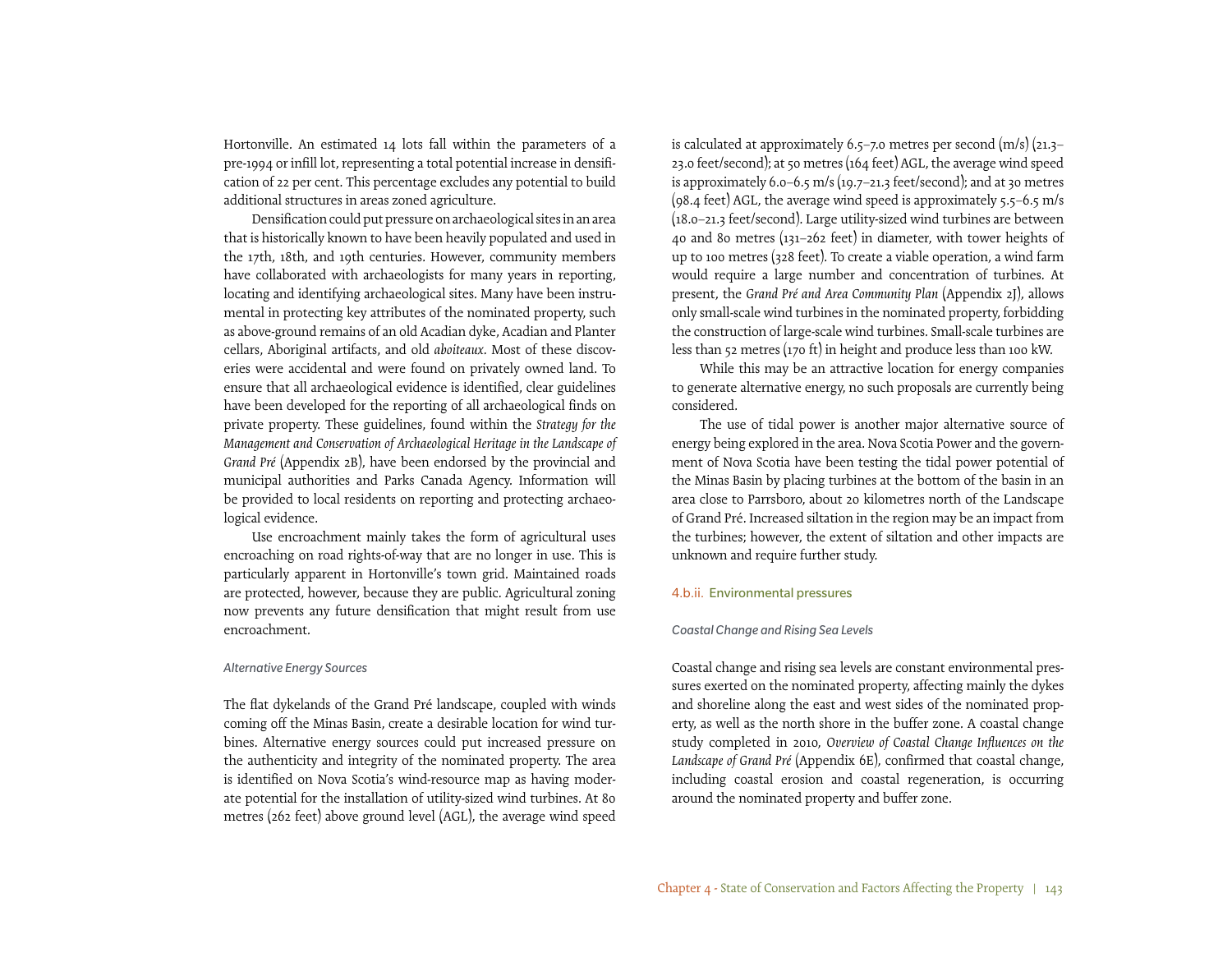Hortonville. An estimated 14 lots fall within the parameters of a pre-1994 or infill lot, representing a total potential increase in densification of 22 per cent. This percentage excludes any potential to build additional structures in areas zoned agriculture.

Densification could put pressure on archaeological sites in an area that is historically known to have been heavily populated and used in the 17th, 18th, and 19th centuries. However, community members have collaborated with archaeologists for many years in reporting, locating and identifying archaeological sites. Many have been instrumental in protecting key attributes of the nominated property, such as above-ground remains of an old Acadian dyke, Acadian and Planter cellars, Aboriginal artifacts, and old *aboiteaux*. Most of these discoveries were accidental and were found on privately owned land. To ensure that all archaeological evidence is identified, clear guidelines have been developed for the reporting of all archaeological finds on private property. These guidelines, found within the *Strategy for the Management and Conservation of Archaeological Heritage in the Landscape of Grand Pré* (Appendix 2B), have been endorsed by the provincial and municipal authorities and Parks Canada Agency. Information will be provided to local residents on reporting and protecting archaeological evidence.

Use encroachment mainly takes the form of agricultural uses encroaching on road rights-of-way that are no longer in use. This is particularly apparent in Hortonville's town grid. Maintained roads are protected, however, because they are public. Agricultural zoning now prevents any future densification that might result from use encroachment.

#### *Alternative Energy Sources*

The flat dykelands of the Grand Pré landscape, coupled with winds coming off the Minas Basin, create a desirable location for wind turbines. Alternative energy sources could put increased pressure on the authenticity and integrity of the nominated property. The area is identified on Nova Scotia's wind-resource map as having moderate potential for the installation of utility-sized wind turbines. At 80 metres (262 feet) above ground level (AGL), the average wind speed is calculated at approximately 6.5–7.0 metres per second (m/s) (21.3–23.0 feet/second); at 50 metres (164 feet) AGL, the average wind speed is approximately 6.0–6.5 m/s (19.7–21.3 feet/second); and at 30 metres (98.4 feet) AGL, the average wind speed is approximately 5.5–6.5 m/s (18.0–21.3 feet/second). Large utility-sized wind turbines are between 40 and 80 metres (131–262 feet) in diameter, with tower heights of up to 100 metres (328 feet). To create a viable operation, a wind farm would require a large number and concentration of turbines. At present, the *Grand Pré and Area Community Plan* (Appendix 2J), allows only small-scale wind turbines in the nominated property, forbidding the construction of large-scale wind turbines. Small-scale turbines are less than 52 metres (170 ft) in height and produce less than 100 kW.

While this may be an attractive location for energy companies to generate alternative energy, no such proposals are currently being considered.

The use of tidal power is another major alternative source of energy being explored in the area. Nova Scotia Power and the government of Nova Scotia have been testing the tidal power potential of the Minas Basin by placing turbines at the bottom of the basin in an area close to Parrsboro, about 20 kilometres north of the Landscape of Grand Pré. Increased siltation in the region may be an impact from the turbines; however, the extent of siltation and other impacts are unknown and require further study.

### 4.b.ii. Environmental pressures

#### *Coastal Change and Rising Sea Levels*

Coastal change and rising sea levels are constant environmental pressures exerted on the nominated property, affecting mainly the dykes and shoreline along the east and west sides of the nominated property, as well as the north shore in the buffer zone. A coastal change study completed in 2010, *Overview of Coastal Change Influences on the Landscape of Grand Pré* (Appendix 6E), confirmed that coastal change, including coastal erosion and coastal regeneration, is occurring around the nominated property and buffer zone.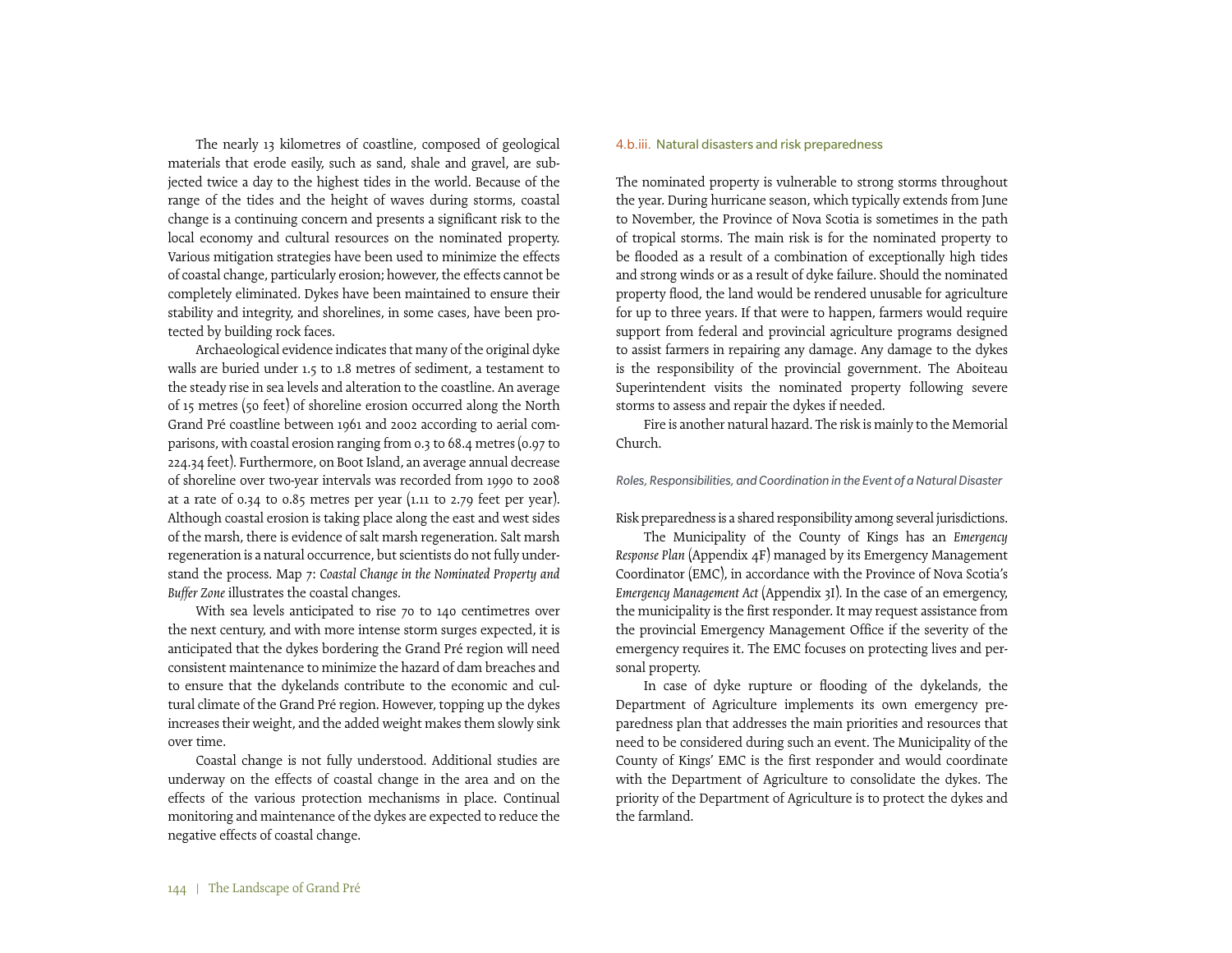The nearly 13 kilometres of coastline, composed of geological materials that erode easily, such as sand, shale and gravel, are subjected twice a day to the highest tides in the world. Because of the range of the tides and the height of waves during storms, coastal change is a continuing concern and presents a significant risk to the local economy and cultural resources on the nominated property. Various mitigation strategies have been used to minimize the effects of coastal change, particularly erosion; however, the effects cannot be completely eliminated. Dykes have been maintained to ensure their stability and integrity, and shorelines, in some cases, have been protected by building rock faces.

Archaeological evidence indicates that many of the original dyke walls are buried under 1.5 to 1.8 metres of sediment, a testament to the steady rise in sea levels and alteration to the coastline. An average of 15 metres (50 feet) of shoreline erosion occurred along the North Grand Pré coastline between 1961 and 2002 according to aerial comparisons, with coastal erosion ranging from 0.3 to 68.4 metres (0.97 to 224.34 feet). Furthermore, on Boot Island, an average annual decrease of shoreline over two-year intervals was recorded from 1990 to 2008 at a rate of 0.34 to 0.85 metres per year (1.11 to 2.79 feet per year). Although coastal erosion is taking place along the east and west sides of the marsh, there is evidence of salt marsh regeneration. Salt marsh regeneration is a natural occurrence, but scientists do not fully understand the process. Map 7: *Coastal Change in the Nominated Property and Buffer Zone* illustrates the coastal changes.

With sea levels anticipated to rise 70 to 140 centimetres over the next century, and with more intense storm surges expected, it is anticipated that the dykes bordering the Grand Pré region will need consistent maintenance to minimize the hazard of dam breaches and to ensure that the dykelands contribute to the economic and cultural climate of the Grand Pré region. However, topping up the dykes increases their weight, and the added weight makes them slowly sink over time.

Coastal change is not fully understood. Additional studies are underway on the effects of coastal change in the area and on the effects of the various protection mechanisms in place. Continual monitoring and maintenance of the dykes are expected to reduce the negative effects of coastal change.

### 4.b.iii. Natural disasters and risk preparedness

The nominated property is vulnerable to strong storms throughout the year. During hurricane season, which typically extends from June to November, the Province of Nova Scotia is sometimes in the path of tropical storms. The main risk is for the nominated property to be flooded as a result of a combination of exceptionally high tides and strong winds or as a result of dyke failure. Should the nominated property flood, the land would be rendered unusable for agriculture for up to three years. If that were to happen, farmers would require support from federal and provincial agriculture programs designed to assist farmers in repairing any damage. Any damage to the dykes is the responsibility of the provincial government. The Aboiteau Superintendent visits the nominated property following severe storms to assess and repair the dykes if needed.

Fire is another natural hazard. The risk is mainly to the Memorial Church.

#### *Roles, Responsibilities, and Coordination in the Event of a Natural Disaster*

Risk preparedness is a shared responsibility among several jurisdictions.

The Municipality of the County of Kings has an *Emergency Response Plan* (Appendix 4F) managed by its Emergency Management Coordinator (EMC), in accordance with the Province of Nova Scotia's *Emergency Management Act* (Appendix 3I). In the case of an emergency, the municipality is the first responder. It may request assistance from the provincial Emergency Management Office if the severity of the emergency requires it. The EMC focuses on protecting lives and personal property.

In case of dyke rupture or flooding of the dykelands, the Department of Agriculture implements its own emergency preparedness plan that addresses the main priorities and resources that need to be considered during such an event. The Municipality of the County of Kings' EMC is the first responder and would coordinate with the Department of Agriculture to consolidate the dykes. The priority of the Department of Agriculture is to protect the dykes and the farmland.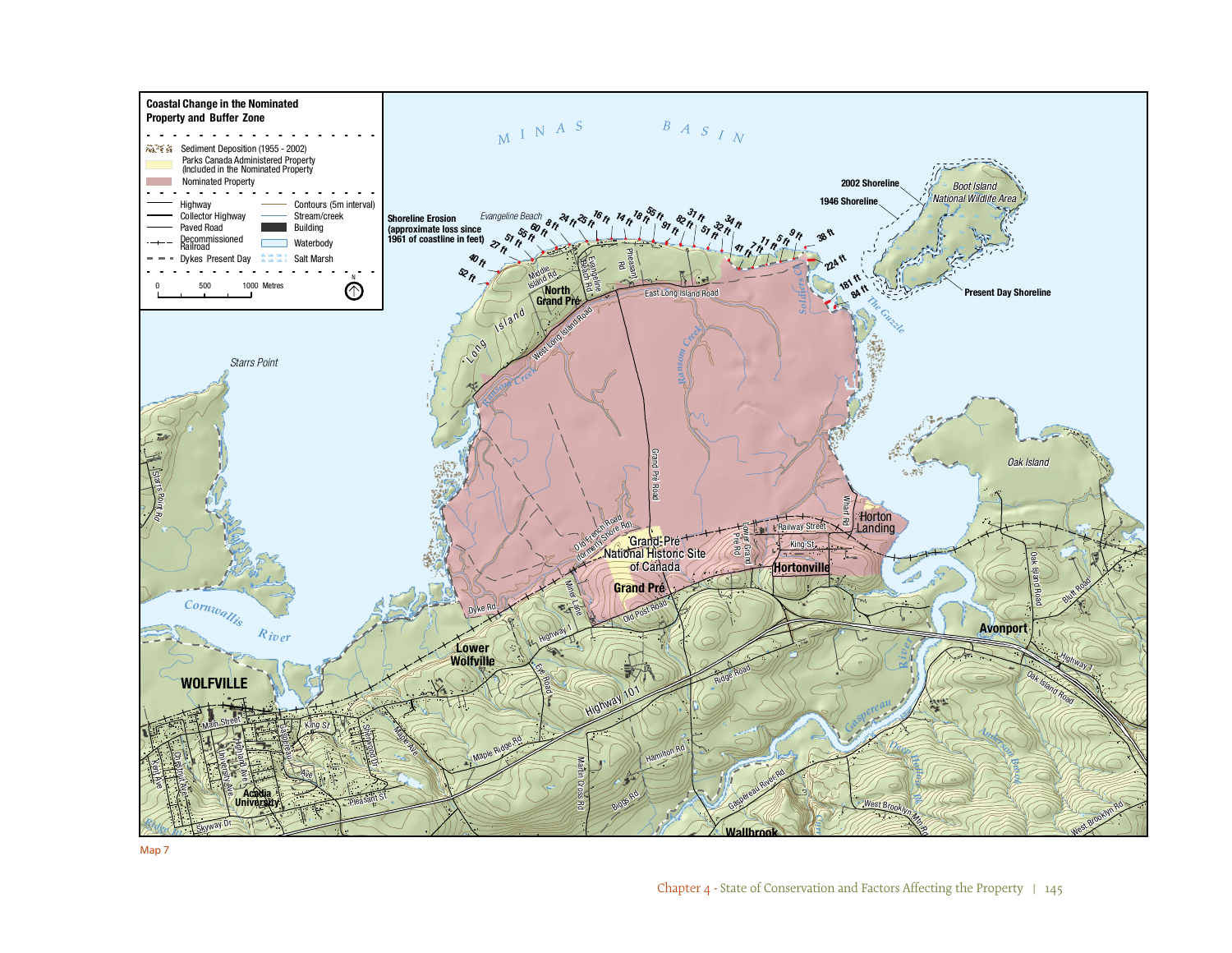**Coastal Change in the Nominated Property and Buffer Zone**

- Sediment Deposition (1955 - 2002)
- Parks Canada Administered Property (Included in the Nominated Property)
- Nominated Property

| | |
|---|---|
| Highway | Contours (5m interval) |
| Collector Highway | Stream/creek |
| Paved Road | Building |
| Decommissioned Railroad | Waterbody |
| Dykes Present Day | Salt Marsh |

0 500 1000 Metres

N

**Shoreline Erosion (approximate loss since 1961 of coastline in feet)**

52 ft, 40 ft, 27 ft, 51 ft, 55 ft, 60 ft, 8 ft, 24 ft, 25 ft, 16 ft, 14 ft, 18 ft, 55 ft, 91 ft, 82 ft, 31 ft, 51 ft, 32 ft, 34 ft, 41 ft, 7 ft, 11 ft, 5 ft, 9 ft, 38 ft, 224 ft, 181 ft, 84 ft

**2002 Shoreline**

**1946 Shoreline**

**Present Day Shoreline**

MINAS BASIN

Map 7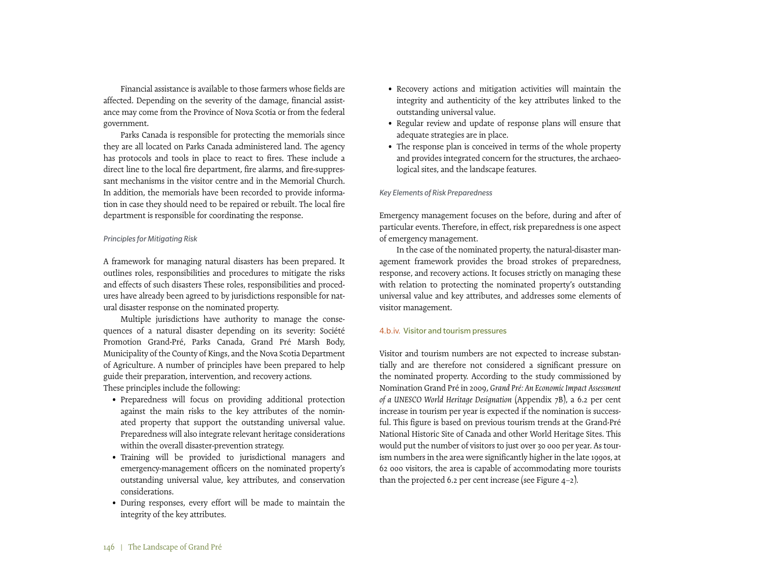Financial assistance is available to those farmers whose fields are affected. Depending on the severity of the damage, financial assistance may come from the Province of Nova Scotia or from the federal government.

Parks Canada is responsible for protecting the memorials since they are all located on Parks Canada administered land. The agency has protocols and tools in place to react to fires. These include a direct line to the local fire department, fire alarms, and fire-suppressant mechanisms in the visitor centre and in the Memorial Church. In addition, the memorials have been recorded to provide information in case they should need to be repaired or rebuilt. The local fire department is responsible for coordinating the response.

*Principles for Mitigating Risk*

A framework for managing natural disasters has been prepared. It outlines roles, responsibilities and procedures to mitigate the risks and effects of such disasters These roles, responsibilities and procedures have already been agreed to by jurisdictions responsible for natural disaster response on the nominated property.

Multiple jurisdictions have authority to manage the consequences of a natural disaster depending on its severity: Société Promotion Grand-Pré, Parks Canada, Grand Pré Marsh Body, Municipality of the County of Kings, and the Nova Scotia Department of Agriculture. A number of principles have been prepared to help guide their preparation, intervention, and recovery actions.
These principles include the following:

- Preparedness will focus on providing additional protection against the main risks to the key attributes of the nominated property that support the outstanding universal value. Preparedness will also integrate relevant heritage considerations within the overall disaster-prevention strategy.
- Training will be provided to jurisdictional managers and emergency-management officers on the nominated property's outstanding universal value, key attributes, and conservation considerations.
- During responses, every effort will be made to maintain the integrity of the key attributes.
- Recovery actions and mitigation activities will maintain the integrity and authenticity of the key attributes linked to the outstanding universal value.
- Regular review and update of response plans will ensure that adequate strategies are in place.
- The response plan is conceived in terms of the whole property and provides integrated concern for the structures, the archaeological sites, and the landscape features.

*Key Elements of Risk Preparedness*

Emergency management focuses on the before, during and after of particular events. Therefore, in effect, risk preparedness is one aspect of emergency management.

In the case of the nominated property, the natural-disaster management framework provides the broad strokes of preparedness, response, and recovery actions. It focuses strictly on managing these with relation to protecting the nominated property's outstanding universal value and key attributes, and addresses some elements of visitor management.

### 4.b.iv. Visitor and tourism pressures

Visitor and tourism numbers are not expected to increase substantially and are therefore not considered a significant pressure on the nominated property. According to the study commissioned by Nomination Grand Pré in 2009, *Grand Pré: An Economic Impact Assessment of a UNESCO World Heritage Designation* (Appendix 7B), a 6.2 per cent increase in tourism per year is expected if the nomination is successful. This figure is based on previous tourism trends at the Grand-Pré National Historic Site of Canada and other World Heritage Sites. This would put the number of visitors to just over 30 000 per year. As tourism numbers in the area were significantly higher in the late 1990s, at 62 000 visitors, the area is capable of accommodating more tourists than the projected 6.2 per cent increase (see Figure 4–2).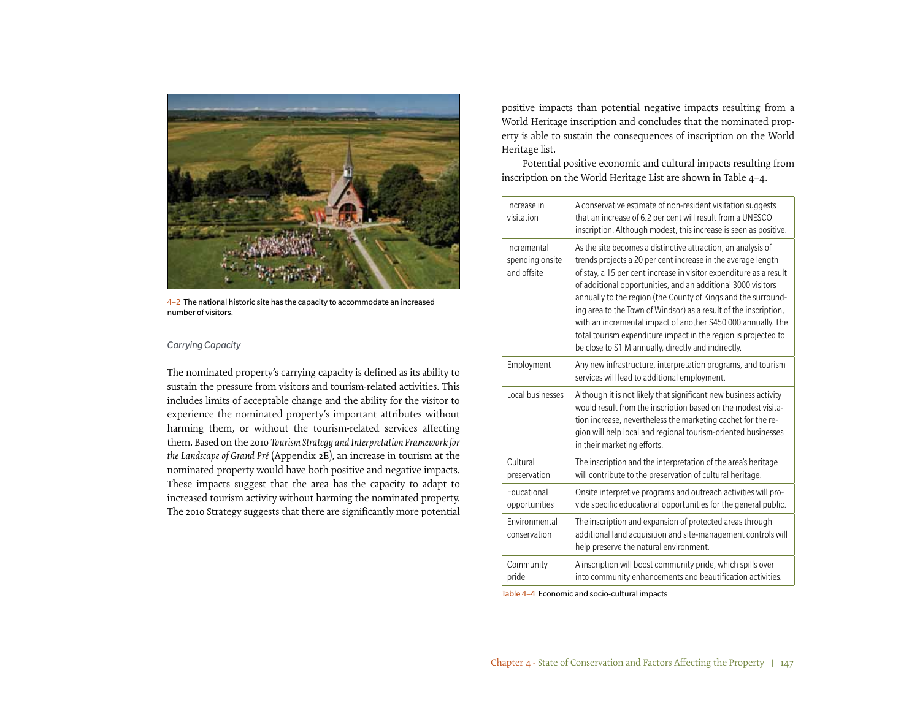4–2 The national historic site has the capacity to accommodate an increased number of visitors.

*Carrying Capacity*

The nominated property's carrying capacity is defined as its ability to sustain the pressure from visitors and tourism-related activities. This includes limits of acceptable change and the ability for the visitor to experience the nominated property's important attributes without harming them, or without the tourism-related services affecting them. Based on the 2010 *Tourism Strategy and Interpretation Framework for the Landscape of Grand Pré* (Appendix 2E), an increase in tourism at the nominated property would have both positive and negative impacts. These impacts suggest that the area has the capacity to adapt to increased tourism activity without harming the nominated property. The 2010 Strategy suggests that there are significantly more potential positive impacts than potential negative impacts resulting from a World Heritage inscription and concludes that the nominated property is able to sustain the consequences of inscription on the World Heritage list.

Potential positive economic and cultural impacts resulting from inscription on the World Heritage List are shown in Table 4–4.

| | |
|---|---|
| Increase in visitation | A conservative estimate of non-resident visitation suggests that an increase of 6.2 per cent will result from a UNESCO inscription. Although modest, this increase is seen as positive. |
| Incremental spending onsite and offsite | As the site becomes a distinctive attraction, an analysis of trends projects a 20 per cent increase in the average length of stay, a 15 per cent increase in visitor expenditure as a result of additional opportunities, and an additional 3000 visitors annually to the region (the County of Kings and the surrounding area to the Town of Windsor) as a result of the inscription, with an incremental impact of another \$450 000 annually. The total tourism expenditure impact in the region is projected to be close to \$1 M annually, directly and indirectly. |
| Employment | Any new infrastructure, interpretation programs, and tourism services will lead to additional employment. |
| Local businesses | Although it is not likely that significant new business activity would result from the inscription based on the modest visitation increase, nevertheless the marketing cachet for the region will help local and regional tourism-oriented businesses in their marketing efforts. |
| Cultural preservation | The inscription and the interpretation of the area's heritage will contribute to the preservation of cultural heritage. |
| Educational opportunities | Onsite interpretive programs and outreach activities will provide specific educational opportunities for the general public. |
| Environmental conservation | The inscription and expansion of protected areas through additional land acquisition and site-management controls will help preserve the natural environment. |
| Community pride | A inscription will boost community pride, which spills over into community enhancements and beautification activities. |

Table 4–4 Economic and socio-cultural impacts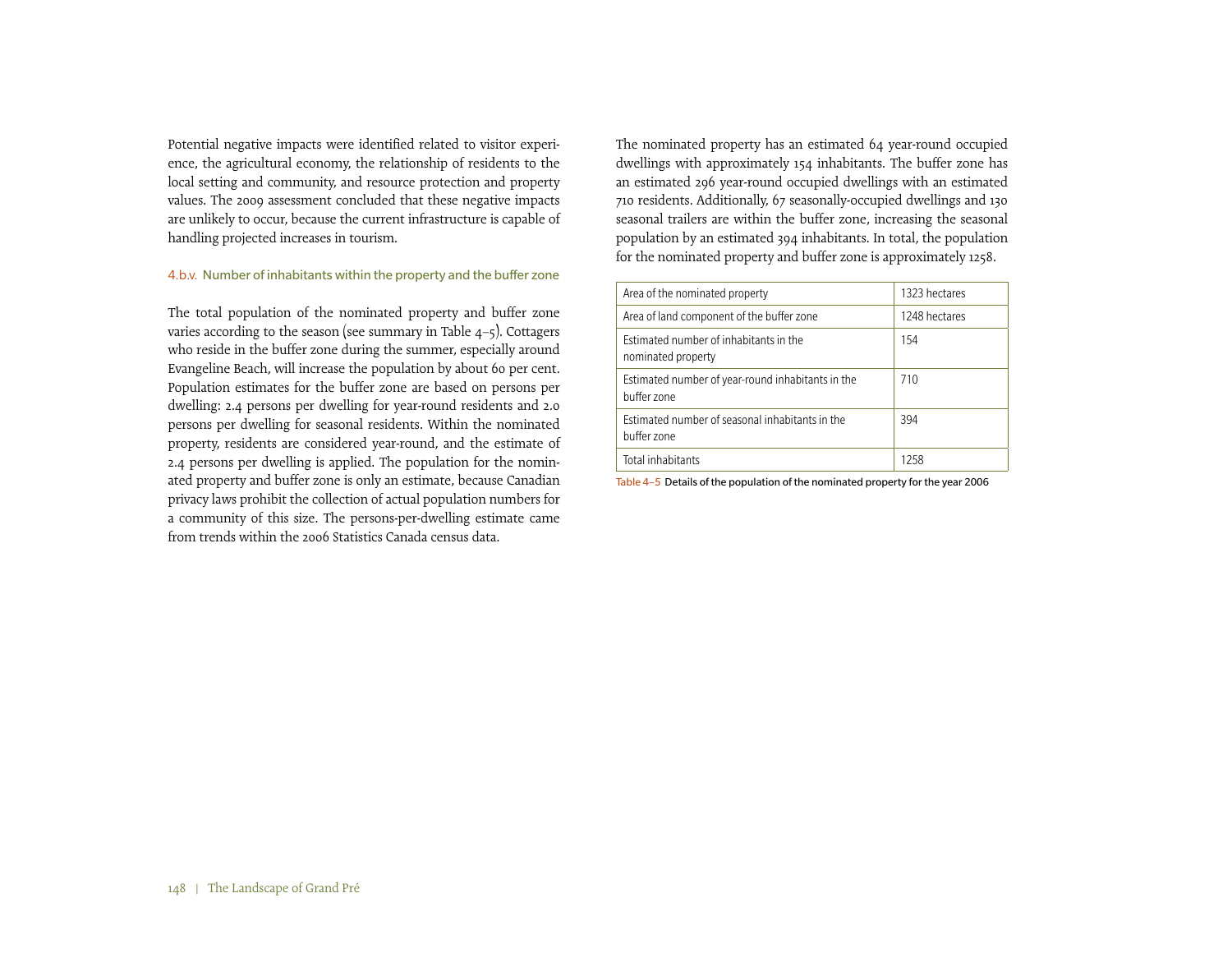Potential negative impacts were identified related to visitor experience, the agricultural economy, the relationship of residents to the local setting and community, and resource protection and property values. The 2009 assessment concluded that these negative impacts are unlikely to occur, because the current infrastructure is capable of handling projected increases in tourism.

### 4.b.v. Number of inhabitants within the property and the buffer zone

The total population of the nominated property and buffer zone varies according to the season (see summary in Table 4–5). Cottagers who reside in the buffer zone during the summer, especially around Evangeline Beach, will increase the population by about 60 per cent. Population estimates for the buffer zone are based on persons per dwelling: 2.4 persons per dwelling for year-round residents and 2.0 persons per dwelling for seasonal residents. Within the nominated property, residents are considered year-round, and the estimate of 2.4 persons per dwelling is applied. The population for the nominated property and buffer zone is only an estimate, because Canadian privacy laws prohibit the collection of actual population numbers for a community of this size. The persons-per-dwelling estimate came from trends within the 2006 Statistics Canada census data.

The nominated property has an estimated 64 year-round occupied dwellings with approximately 154 inhabitants. The buffer zone has an estimated 296 year-round occupied dwellings with an estimated 710 residents. Additionally, 67 seasonally-occupied dwellings and 130 seasonal trailers are within the buffer zone, increasing the seasonal population by an estimated 394 inhabitants. In total, the population for the nominated property and buffer zone is approximately 1258.

| | |
|---|---|
| Area of the nominated property | 1323 hectares |
| Area of land component of the buffer zone | 1248 hectares |
| Estimated number of inhabitants in the nominated property | 154 |
| Estimated number of year-round inhabitants in the buffer zone | 710 |
| Estimated number of seasonal inhabitants in the buffer zone | 394 |
| Total inhabitants | 1258 |

Table 4–5 Details of the population of the nominated property for the year 2006